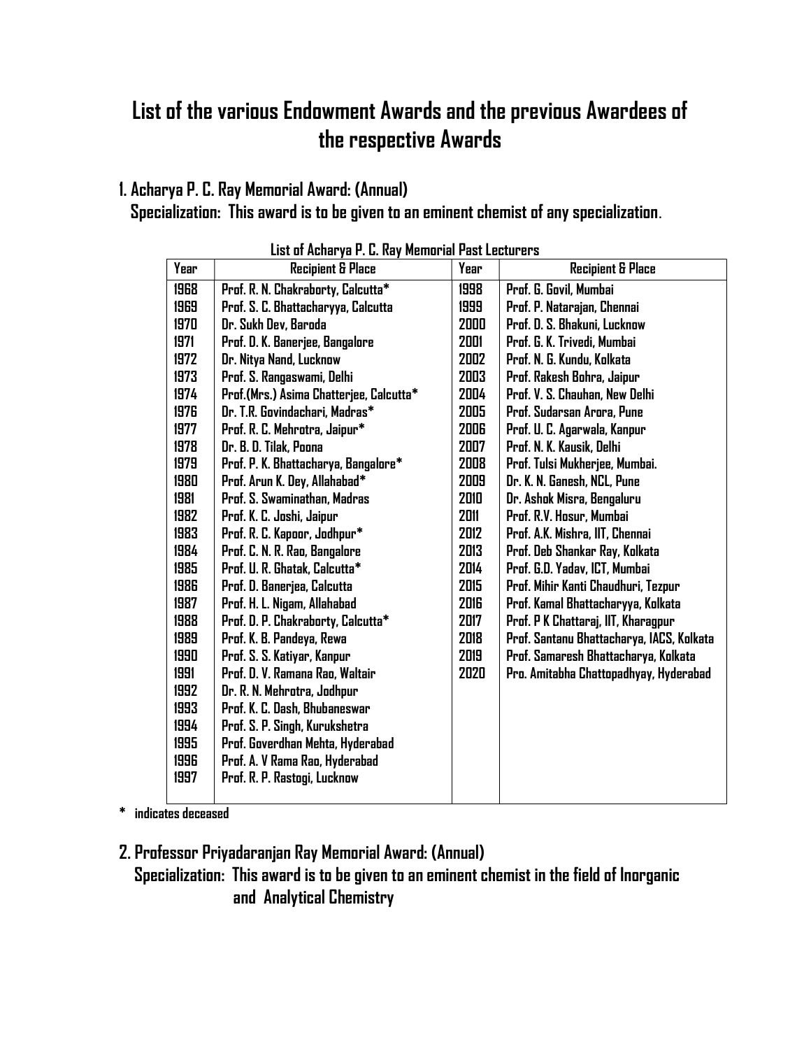# List of the various Endowment Awards and the previous Awardees of the respective Awards

## 1. Acharya P. C. Ray Memorial Award: (Annual)

**Specialization: This award is to be given to an eminent chemist of any specialization.**

**List of Acharya P. C. Ray Memorial Past Lecturers**

| Year | Recipient & Place | Year | Recipient & Place |
|---|---|---|---|
| 1968 | Prof. R. N. Chakraborty, Calcutta* | 1998 | Prof. G. Govil, Mumbai |
| 1969 | Prof. S. C. Bhattacharyya, Calcutta | 1999 | Prof. P. Natarajan, Chennai |
| 1970 | Dr. Sukh Dev, Baroda | 2000 | Prof. D. S. Bhakuni, Lucknow |
| 1971 | Prof. D. K. Banerjee, Bangalore | 2001 | Prof. G. K. Trivedi, Mumbai |
| 1972 | Dr. Nitya Nand, Lucknow | 2002 | Prof. N. G. Kundu, Kolkata |
| 1973 | Prof. S. Rangaswami, Delhi | 2003 | Prof. Rakesh Bohra, Jaipur |
| 1974 | Prof.(Mrs.) Asima Chatterjee, Calcutta* | 2004 | Prof. V. S. Chauhan, New Delhi |
| 1976 | Dr. T.R. Govindachari, Madras* | 2005 | Prof. Sudarsan Arora, Pune |
| 1977 | Prof. R. C. Mehrotra, Jaipur* | 2006 | Prof. U. C. Agarwala, Kanpur |
| 1978 | Dr. B. D. Tilak, Poona | 2007 | Prof. N. K. Kausik, Delhi |
| 1979 | Prof. P. K. Bhattacharya, Bangalore* | 2008 | Prof. Tulsi Mukherjee, Mumbai. |
| 1980 | Prof. Arun K. Dey, Allahabad* | 2009 | Dr. K. N. Ganesh, NCL, Pune |
| 1981 | Prof. S. Swaminathan, Madras | 2010 | Dr. Ashok Misra, Bengaluru |
| 1982 | Prof. K. C. Joshi, Jaipur | 2011 | Prof. R.V. Hosur, Mumbai |
| 1983 | Prof. R. C. Kapoor, Jodhpur* | 2012 | Prof. A.K. Mishra, IIT, Chennai |
| 1984 | Prof. C. N. R. Rao, Bangalore | 2013 | Prof. Deb Shankar Ray, Kolkata |
| 1985 | Prof. U. R. Ghatak, Calcutta* | 2014 | Prof. G.D. Yadav, ICT, Mumbai |
| 1986 | Prof. D. Banerjea, Calcutta | 2015 | Prof. Mihir Kanti Chaudhuri, Tezpur |
| 1987 | Prof. H. L. Nigam, Allahabad | 2016 | Prof. Kamal Bhattacharyya, Kolkata |
| 1988 | Prof. D. P. Chakraborty, Calcutta* | 2017 | Prof. P K Chattaraj, IIT, Kharagpur |
| 1989 | Prof. K. B. Pandeya, Rewa | 2018 | Prof. Santanu Bhattacharya, IACS, Kolkata |
| 1990 | Prof. S. S. Katiyar, Kanpur | 2019 | Prof. Samaresh Bhattacharya, Kolkata |
| 1991 | Prof. D. V. Ramana Rao, Waltair | 2020 | Pro. Amitabha Chattopadhyay, Hyderabad |
| 1992 | Dr. R. N. Mehrotra, Jodhpur | | |
| 1993 | Prof. K. C. Dash, Bhubaneswar | | |
| 1994 | Prof. S. P. Singh, Kurukshetra | | |
| 1995 | Prof. Goverdhan Mehta, Hyderabad | | |
| 1996 | Prof. A. V Rama Rao, Hyderabad | | |
| 1997 | Prof. R. P. Rastogi, Lucknow | | |

\* indicates deceased

## 2. Professor Priyadaranjan Ray Memorial Award: (Annual)

**Specialization: This award is to be given to an eminent chemist in the field of Inorganic and Analytical Chemistry**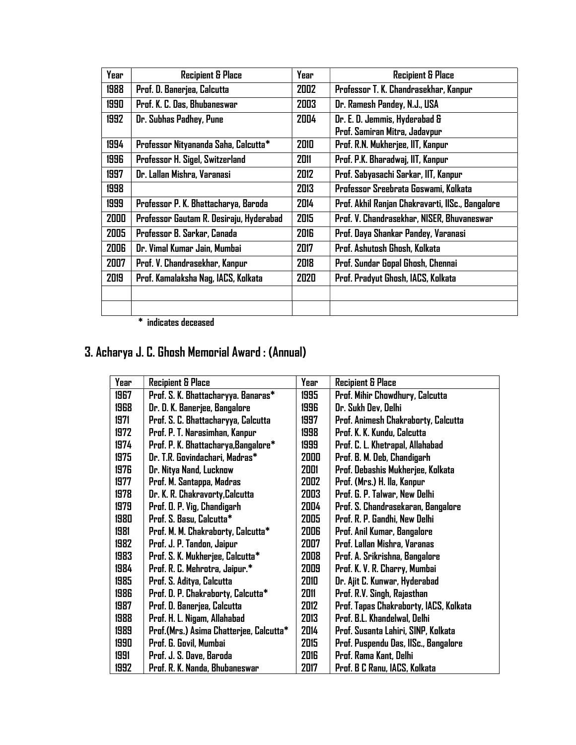| Year | Recipient & Place | Year | Recipient & Place |
|---|---|---|---|
| 1988 | Prof. D. Banerjea, Calcutta | 2002 | Professor T. K. Chandrasekhar, Kanpur |
| 1990 | Prof. K. C. Das, Bhubaneswar | 2003 | Dr. Ramesh Pandey, N.J., USA |
| 1992 | Dr. Subhas Padhey, Pune | 2004 | Dr. E. D. Jemmis, Hyderabad & Prof. Samiran Mitra, Jadavpur |
| 1994 | Professor Nityananda Saha, Calcutta* | 2010 | Prof. R.N. Mukherjee, IIT, Kanpur |
| 1996 | Professor H. Sigel, Switzerland | 2011 | Prof. P.K. Bharadwaj, IIT, Kanpur |
| 1997 | Dr. Lallan Mishra, Varanasi | 2012 | Prof. Sabyasachi Sarkar, IIT, Kanpur |
| 1998 | | 2013 | Professor Sreebrata Goswami, Kolkata |
| 1999 | Professor P. K. Bhattacharya, Baroda | 2014 | Prof. Akhil Ranjan Chakravarti, IISc., Bangalore |
| 2000 | Professor Gautam R. Desiraju, Hyderabad | 2015 | Prof. V. Chandrasekhar, NISER, Bhuvaneswar |
| 2005 | Professor B. Sarkar, Canada | 2016 | Prof. Daya Shankar Pandey, Varanasi |
| 2006 | Dr. Vimal Kumar Jain, Mumbai | 2017 | Prof. Ashutosh Ghosh, Kolkata |
| 2007 | Prof. V. Chandrasekhar, Kanpur | 2018 | Prof. Sundar Gopal Ghosh, Chennai |
| 2019 | Prof. Kamalaksha Nag, IACS, Kolkata | 2020 | Prof. Pradyut Ghosh, IACS, Kolkata |
| | | | |
| | | | |

* indicates deceased

## 3. Acharya J. C. Ghosh Memorial Award : (Annual)

| Year | Recipient & Place | Year | Recipient & Place |
|---|---|---|---|
| 1967 | Prof. S. K. Bhattacharyya. Banaras* | 1995 | Prof. Mihir Chowdhury, Calcutta |
| 1968 | Dr. D. K. Banerjee, Bangalore | 1996 | Dr. Sukh Dev, Delhi |
| 1971 | Prof. S. C. Bhattacharyya, Calcutta | 1997 | Prof. Animesh Chakraborty, Calcutta |
| 1972 | Prof. P. T. Narasimhan, Kanpur | 1998 | Prof. K. K. Kundu, Calcutta |
| 1974 | Prof. P. K. Bhattacharya,Bangalore* | 1999 | Prof. C. L. Khetrapal, Allahabad |
| 1975 | Dr. T.R. Govindachari, Madras* | 2000 | Prof. B. M. Deb, Chandigarh |
| 1976 | Dr. Nitya Nand, Lucknow | 2001 | Prof. Debashis Mukherjee, Kolkata |
| 1977 | Prof. M. Santappa, Madras | 2002 | Prof. (Mrs.) H. Ila, Kanpur |
| 1978 | Dr. K. R. Chakravorty,Calcutta | 2003 | Prof. G. P. Talwar, New Delhi |
| 1979 | Prof. O. P. Vig, Chandigarh | 2004 | Prof. S. Chandrasekaran, Bangalore |
| 1980 | Prof. S. Basu, Calcutta* | 2005 | Prof. R. P. Gandhi, New Delhi |
| 1981 | Prof. M. M. Chakraborty, Calcutta* | 2006 | Prof. Anil Kumar, Bangalore |
| 1982 | Prof. J. P. Tandon, Jaipur | 2007 | Prof. Lallan Mishra, Varanas |
| 1983 | Prof. S. K. Mukherjee, Calcutta* | 2008 | Prof. A. Srikrishna, Bangalore |
| 1984 | Prof. R. C. Mehrotra, Jaipur.* | 2009 | Prof. K. V. R. Charry, Mumbai |
| 1985 | Prof. S. Aditya, Calcutta | 2010 | Dr. Ajit C. Kunwar, Hyderabad |
| 1986 | Prof. D. P. Chakraborty, Calcutta* | 2011 | Prof. R.V. Singh, Rajasthan |
| 1987 | Prof. D. Banerjea, Calcutta | 2012 | Prof. Tapas Chakraborty, IACS, Kolkata |
| 1988 | Prof. H. L. Nigam, Allahabad | 2013 | Prof. B.L. Khandelwal, Delhi |
| 1989 | Prof.(Mrs.) Asima Chatterjee, Calcutta* | 2014 | Prof. Susanta Lahiri, SINP, Kolkata |
| 1990 | Prof. G. Govil, Mumbai | 2015 | Prof. Puspendu Das, IISc., Bangalore |
| 1991 | Prof. J. S. Dave, Baroda | 2016 | Prof. Rama Kant, Delhi |
| 1992 | Prof. R. K. Nanda, Bhubaneswar | 2017 | Prof. B C Ranu, IACS, Kolkata |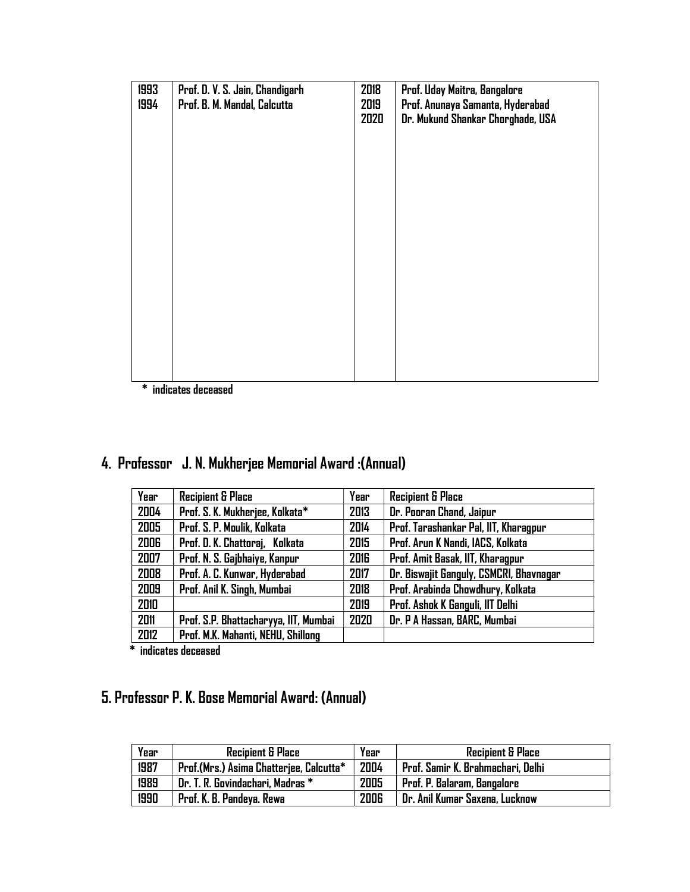| | | | |
|---|---|---|---|
| 1993 | Prof. D. V. S. Jain, Chandigarh | 2018 | Prof. Uday Maitra, Bangalore |
| 1994 | Prof. B. M. Mandal, Calcutta | 2019 | Prof. Anunaya Samanta, Hyderabad |
| | | 2020 | Dr. Mukund Shankar Chorghade, USA |

\* indicates deceased

## 4. Professor J. N. Mukherjee Memorial Award :(Annual)

| Year | Recipient & Place | Year | Recipient & Place |
|---|---|---|---|
| 2004 | Prof. S. K. Mukherjee, Kolkata* | 2013 | Dr. Pooran Chand, Jaipur |
| 2005 | Prof. S. P. Moulik, Kolkata | 2014 | Prof. Tarashankar Pal, IIT, Kharagpur |
| 2006 | Prof. D. K. Chattoraj, Kolkata | 2015 | Prof. Arun K Nandi, IACS, Kolkata |
| 2007 | Prof. N. S. Gajbhaiye, Kanpur | 2016 | Prof. Amit Basak, IIT, Kharagpur |
| 2008 | Prof. A. C. Kunwar, Hyderabad | 2017 | Dr. Biswajit Ganguly, CSMCRI, Bhavnagar |
| 2009 | Prof. Anil K. Singh, Mumbai | 2018 | Prof. Arabinda Chowdhury, Kolkata |
| 2010 | | 2019 | Prof. Ashok K Ganguli, IIT Delhi |
| 2011 | Prof. S.P. Bhattacharyya, IIT, Mumbai | 2020 | Dr. P A Hassan, BARC, Mumbai |
| 2012 | Prof. M.K. Mahanti, NEHU, Shillong | | |

\* indicates deceased

## 5. Professor P. K. Bose Memorial Award: (Annual)

| Year | Recipient & Place | Year | Recipient & Place |
|---|---|---|---|
| 1987 | Prof.(Mrs.) Asima Chatterjee, Calcutta* | 2004 | Prof. Samir K. Brahmachari, Delhi |
| 1989 | Dr. T. R. Govindachari, Madras * | 2005 | Prof. P. Balaram, Bangalore |
| 1990 | Prof. K. B. Pandeya. Rewa | 2006 | Dr. Anil Kumar Saxena, Lucknow |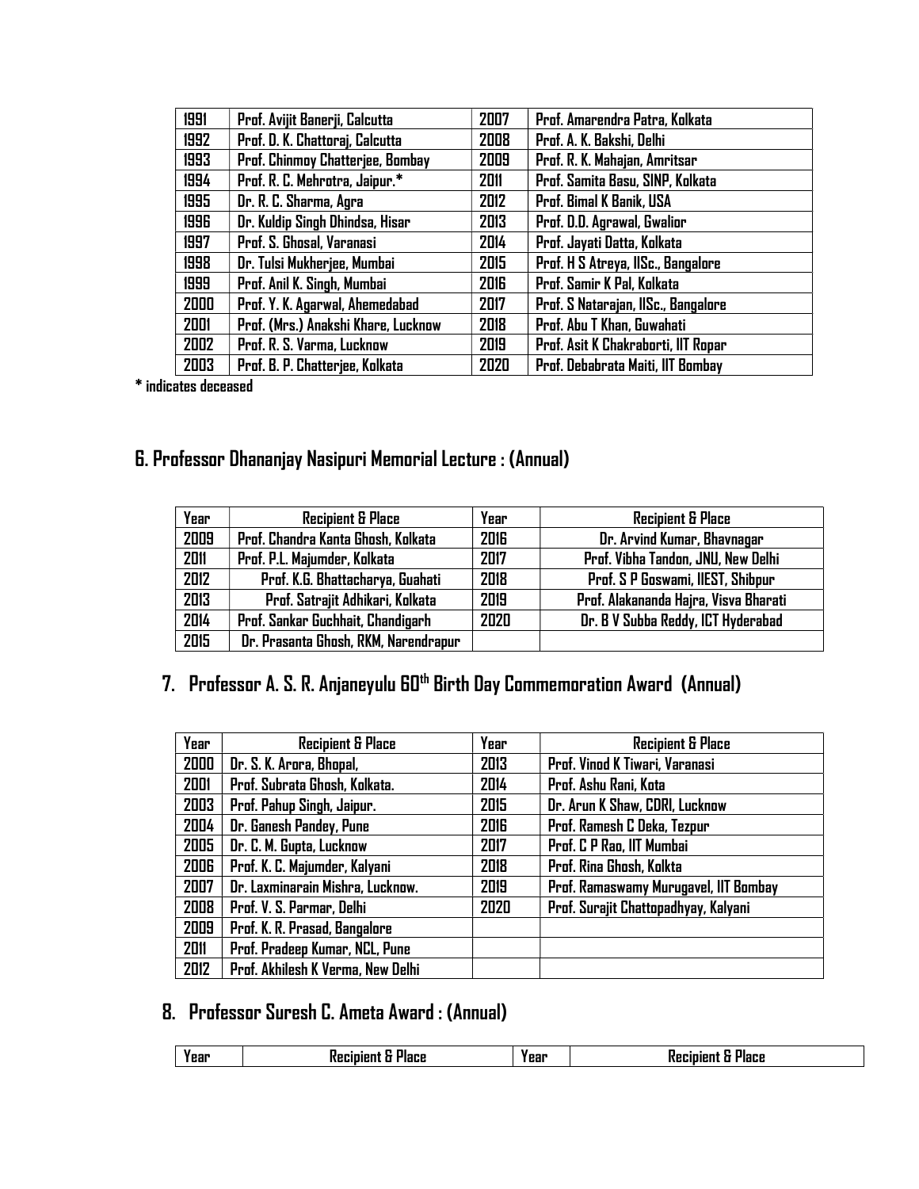| 1991 | Prof. Avijit Banerji, Calcutta | 2007 | Prof. Amarendra Patra, Kolkata |
|---|---|---|---|
| 1992 | Prof. D. K. Chattoraj, Calcutta | 2008 | Prof. A. K. Bakshi, Delhi |
| 1993 | Prof. Chinmoy Chatterjee, Bombay | 2009 | Prof. R. K. Mahajan, Amritsar |
| 1994 | Prof. R. C. Mehrotra, Jaipur.* | 2011 | Prof. Samita Basu, SINP, Kolkata |
| 1995 | Dr. R. C. Sharma, Agra | 2012 | Prof. Bimal K Banik, USA |
| 1996 | Dr. Kuldip Singh Dhindsa, Hisar | 2013 | Prof. D.D. Agrawal, Gwalior |
| 1997 | Prof. S. Ghosal, Varanasi | 2014 | Prof. Jayati Datta, Kolkata |
| 1998 | Dr. Tulsi Mukherjee, Mumbai | 2015 | Prof. H S Atreya, IISc., Bangalore |
| 1999 | Prof. Anil K. Singh, Mumbai | 2016 | Prof. Samir K Pal, Kolkata |
| 2000 | Prof. Y. K. Agarwal, Ahemedabad | 2017 | Prof. S Natarajan, IISc., Bangalore |
| 2001 | Prof. (Mrs.) Anakshi Khare, Lucknow | 2018 | Prof. Abu T Khan, Guwahati |
| 2002 | Prof. R. S. Varma, Lucknow | 2019 | Prof. Asit K Chakraborti, IIT Ropar |
| 2003 | Prof. B. P. Chatterjee, Kolkata | 2020 | Prof. Debabrata Maiti, IIT Bombay |

**\* indicates deceased**

## 6. Professor Dhananjay Nasipuri Memorial Lecture : (Annual)

| Year | Recipient & Place | Year | Recipient & Place |
|---|---|---|---|
| 2009 | Prof. Chandra Kanta Ghosh, Kolkata | 2016 | Dr. Arvind Kumar, Bhavnagar |
| 2011 | Prof. P.L. Majumder, Kolkata | 2017 | Prof. Vibha Tandon, JNU, New Delhi |
| 2012 | Prof. K.G. Bhattacharya, Guahati | 2018 | Prof. S P Goswami, IIEST, Shibpur |
| 2013 | Prof. Satrajit Adhikari, Kolkata | 2019 | Prof. Alakananda Hajra, Visva Bharati |
| 2014 | Prof. Sankar Guchhait, Chandigarh | 2020 | Dr. B V Subba Reddy, ICT Hyderabad |
| 2015 | Dr. Prasanta Ghosh, RKM, Narendrapur | | |

## 7. Professor A. S. R. Anjaneyulu 60th Birth Day Commemoration Award (Annual)

| Year | Recipient & Place | Year | Recipient & Place |
|---|---|---|---|
| 2000 | Dr. S. K. Arora, Bhopal, | 2013 | Prof. Vinod K Tiwari, Varanasi |
| 2001 | Prof. Subrata Ghosh, Kolkata. | 2014 | Prof. Ashu Rani, Kota |
| 2003 | Prof. Pahup Singh, Jaipur. | 2015 | Dr. Arun K Shaw, CDRI, Lucknow |
| 2004 | Dr. Ganesh Pandey, Pune | 2016 | Prof. Ramesh C Deka, Tezpur |
| 2005 | Dr. C. M. Gupta, Lucknow | 2017 | Prof. C P Rao, IIT Mumbai |
| 2006 | Prof. K. C. Majumder, Kalyani | 2018 | Prof. Rina Ghosh, Kolkta |
| 2007 | Dr. Laxminarain Mishra, Lucknow. | 2019 | Prof. Ramaswamy Murugavel, IIT Bombay |
| 2008 | Prof. V. S. Parmar, Delhi | 2020 | Prof. Surajit Chattopadhyay, Kalyani |
| 2009 | Prof. K. R. Prasad, Bangalore | | |
| 2011 | Prof. Pradeep Kumar, NCL, Pune | | |
| 2012 | Prof. Akhilesh K Verma, New Delhi | | |

## 8. Professor Suresh C. Ameta Award : (Annual)

| Year | Recipient & Place | Year | Recipient & Place |
|---|---|---|---|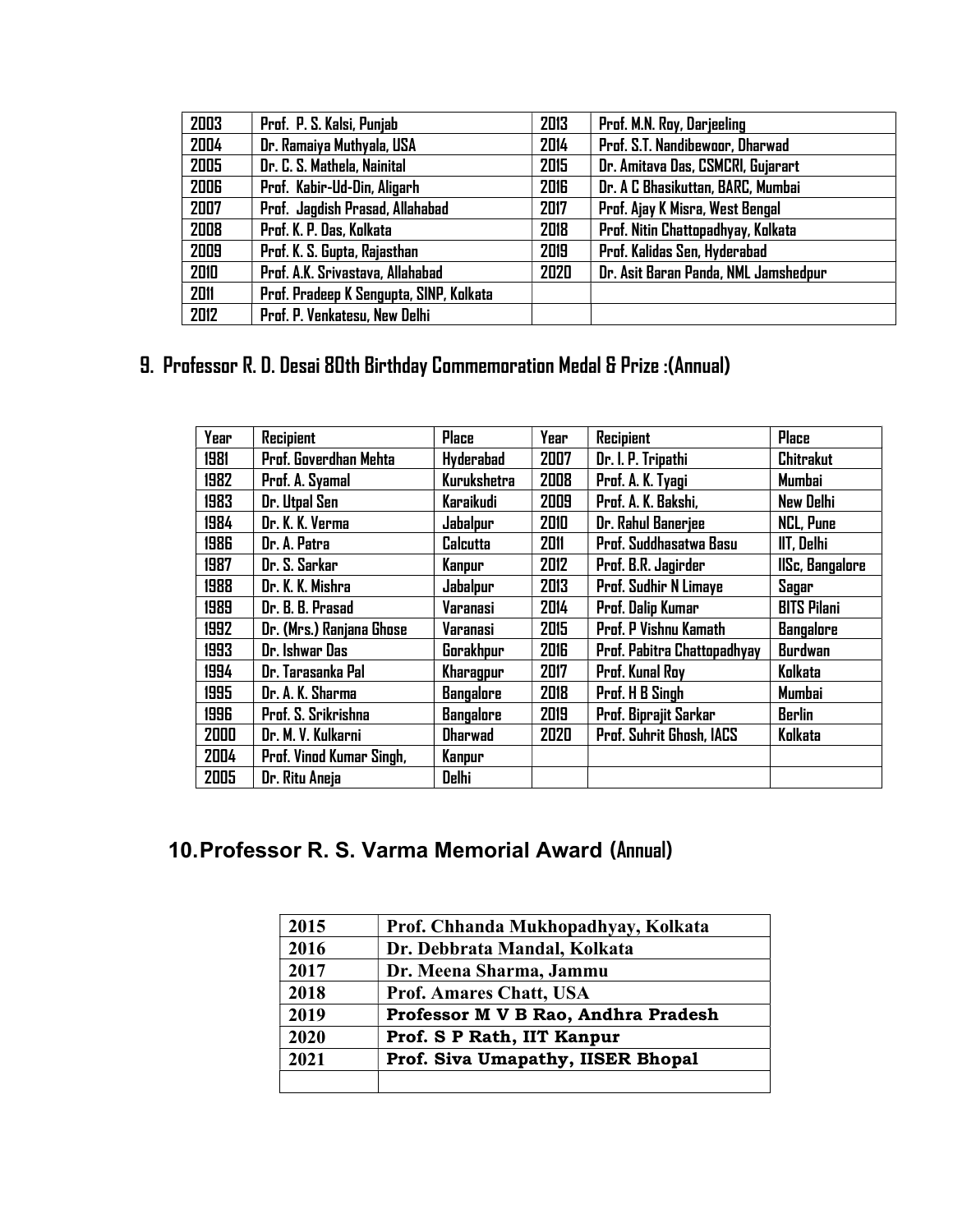| 2003 | Prof. P. S. Kalsi, Punjab | 2013 | Prof. M.N. Roy, Darjeeling |
|---|---|---|---|
| 2004 | Dr. Ramaiya Muthyala, USA | 2014 | Prof. S.T. Nandibewoor, Dharwad |
| 2005 | Dr. C. S. Mathela, Nainital | 2015 | Dr. Amitava Das, CSMCRI, Gujarart |
| 2006 | Prof. Kabir-Ud-Din, Aligarh | 2016 | Dr. A C Bhasikuttan, BARC, Mumbai |
| 2007 | Prof. Jagdish Prasad, Allahabad | 2017 | Prof. Ajay K Misra, West Bengal |
| 2008 | Prof. K. P. Das, Kolkata | 2018 | Prof. Nitin Chattopadhyay, Kolkata |
| 2009 | Prof. K. S. Gupta, Rajasthan | 2019 | Prof. Kalidas Sen, Hyderabad |
| 2010 | Prof. A.K. Srivastava, Allahabad | 2020 | Dr. Asit Baran Panda, NML Jamshedpur |
| 2011 | Prof. Pradeep K Sengupta, SINP, Kolkata | | |
| 2012 | Prof. P. Venkatesu, New Delhi | | |

## 9. Professor R. D. Desai 80th Birthday Commemoration Medal & Prize :(Annual)

| Year | Recipient | Place | Year | Recipient | Place |
|---|---|---|---|---|---|
| 1981 | Prof. Goverdhan Mehta | Hyderabad | 2007 | Dr. I. P. Tripathi | Chitrakut |
| 1982 | Prof. A. Syamal | Kurukshetra | 2008 | Prof. A. K. Tyagi | Mumbai |
| 1983 | Dr. Utpal Sen | Karaikudi | 2009 | Prof. A. K. Bakshi, | New Delhi |
| 1984 | Dr. K. K. Verma | Jabalpur | 2010 | Dr. Rahul Banerjee | NCL, Pune |
| 1986 | Dr. A. Patra | Calcutta | 2011 | Prof. Suddhasatwa Basu | IIT, Delhi |
| 1987 | Dr. S. Sarkar | Kanpur | 2012 | Prof. B.R. Jagirder | IISc, Bangalore |
| 1988 | Dr. K. K. Mishra | Jabalpur | 2013 | Prof. Sudhir N Limaye | Sagar |
| 1989 | Dr. B. B. Prasad | Varanasi | 2014 | Prof. Dalip Kumar | BITS Pilani |
| 1992 | Dr. (Mrs.) Ranjana Ghose | Varanasi | 2015 | Prof. P Vishnu Kamath | Bangalore |
| 1993 | Dr. Ishwar Das | Gorakhpur | 2016 | Prof. Pabitra Chattopadhyay | Burdwan |
| 1994 | Dr. Tarasanka Pal | Kharagpur | 2017 | Prof. Kunal Roy | Kolkata |
| 1995 | Dr. A. K. Sharma | Bangalore | 2018 | Prof. H B Singh | Mumbai |
| 1996 | Prof. S. Srikrishna | Bangalore | 2019 | Prof. Biprajit Sarkar | Berlin |
| 2000 | Dr. M. V. Kulkarni | Dharwad | 2020 | Prof. Suhrit Ghosh, IACS | Kolkata |
| 2004 | Prof. Vinod Kumar Singh, | Kanpur | | | |
| 2005 | Dr. Ritu Aneja | Delhi | | | |

## 10. Professor R. S. Varma Memorial Award (Annual)

| 2015 | Prof. Chhanda Mukhopadhyay, Kolkata |
|---|---|
| 2016 | Dr. Debbrata Mandal, Kolkata |
| 2017 | Dr. Meena Sharma, Jammu |
| 2018 | Prof. Amares Chatt, USA |
| 2019 | Professor M V B Rao, Andhra Pradesh |
| 2020 | Prof. S P Rath, IIT Kanpur |
| 2021 | Prof. Siva Umapathy, IISER Bhopal |
| | |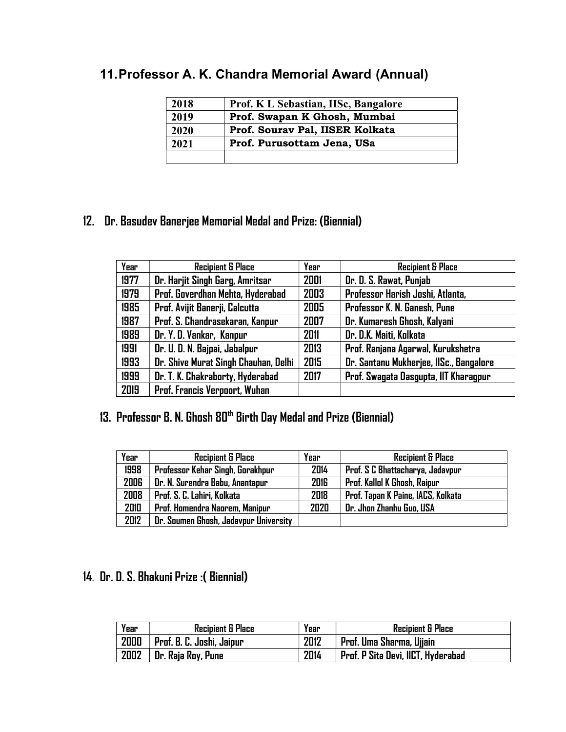## 11. Professor A. K. Chandra Memorial Award (Annual)

| | |
|---|---|
| 2018 | Prof. K L Sebastian, IISc, Bangalore |
| 2019 | Prof. Swapan K Ghosh, Mumbai |
| 2020 | Prof. Sourav Pal, IISER Kolkata |
| 2021 | Prof. Purusottam Jena, USa |
| | |

## 12. Dr. Basudev Banerjee Memorial Medal and Prize: (Biennial)

| Year | Recipient & Place | Year | Recipient & Place |
|---|---|---|---|
| 1977 | Dr. Harjit Singh Garg, Amritsar | 2001 | Dr. D. S. Rawat, Punjab |
| 1979 | Prof. Goverdhan Mehta, Hyderabad | 2003 | Professor Harish Joshi, Atlanta, |
| 1985 | Prof. Avijit Banerji, Calcutta | 2005 | Professor K. N. Ganesh, Pune |
| 1987 | Prof. S. Chandrasekaran, Kanpur | 2007 | Dr. Kumaresh Ghosh, Kalyani |
| 1989 | Dr. Y. D. Vankar, Kanpur | 2011 | Dr. D.K. Maiti, Kolkata |
| 1991 | Dr. U. D. N. Bajpai, Jabalpur | 2013 | Prof. Ranjana Agarwal, Kurukshetra |
| 1993 | Dr. Shive Murat Singh Chauhan, Delhi | 2015 | Dr. Santanu Mukherjee, IISc., Bangalore |
| 1999 | Dr. T. K. Chakraborty, Hyderabad | 2017 | Prof. Swagata Dasgupta, IIT Kharagpur |
| 2019 | Prof. Francis Verpoort, Wuhan | | |

## 13. Professor B. N. Ghosh 80th Birth Day Medal and Prize (Biennial)

| Year | Recipient & Place | Year | Recipient & Place |
|---|---|---|---|
| 1998 | Professor Kehar Singh, Gorakhpur | 2014 | Prof. S C Bhattacharya, Jadavpur |
| 2006 | Dr. N. Surendra Babu, Anantapur | 2016 | Prof. Kallol K Ghosh, Raipur |
| 2008 | Prof. S. C. Lahiri, Kolkata | 2018 | Prof. Tapan K Paine, IACS, Kolkata |
| 2010 | Prof. Homendra Naorem, Manipur | 2020 | Dr. Jhon Zhanhu Guo, USA |
| 2012 | Dr. Soumen Ghosh, Jadavpur University | | |

## 14. Dr. D. S. Bhakuni Prize :( Biennial)

| Year | Recipient & Place | Year | Recipient & Place |
|---|---|---|---|
| 2000 | Prof. B. C. Joshi, Jaipur | 2012 | Prof. Uma Sharma, Ujjain |
| 2002 | Dr. Raja Roy, Pune | 2014 | Prof. P Sita Devi, IICT, Hyderabad |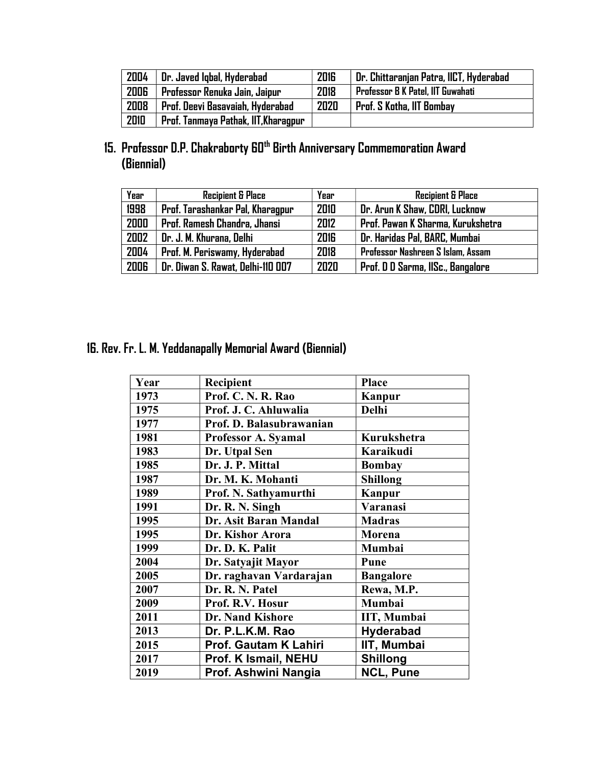| 2004 | Dr. Javed Iqbal, Hyderabad | 2016 | Dr. Chittaranjan Patra, IICT, Hyderabad |
|---|---|---|---|
| 2006 | Professor Renuka Jain, Jaipur | 2018 | Professor B K Patel, IIT Guwahati |
| 2008 | Prof. Deevi Basavaiah, Hyderabad | 2020 | Prof. S Kotha, IIT Bombay |
| 2010 | Prof. Tanmaya Pathak, IIT,Kharagpur | | |

## 15. Professor D.P. Chakraborty 60th Birth Anniversary Commemoration Award (Biennial)

| Year | Recipient & Place | Year | Recipient & Place |
|---|---|---|---|
| 1998 | Prof. Tarashankar Pal, Kharagpur | 2010 | Dr. Arun K Shaw, CDRI, Lucknow |
| 2000 | Prof. Ramesh Chandra, Jhansi | 2012 | Prof. Pawan K Sharma, Kurukshetra |
| 2002 | Dr. J. M. Khurana, Delhi | 2016 | Dr. Haridas Pal, BARC, Mumbai |
| 2004 | Prof. M. Periswamy, Hyderabad | 2018 | Professor Nashreen S Islam, Assam |
| 2006 | Dr. Diwan S. Rawat, Delhi-110 007 | 2020 | Prof. D D Sarma, IISc., Bangalore |

## 16. Rev. Fr. L. M. Yeddanapally Memorial Award (Biennial)

| Year | Recipient | Place |
|---|---|---|
| 1973 | Prof. C. N. R. Rao | Kanpur |
| 1975 | Prof. J. C. Ahluwalia | Delhi |
| 1977 | Prof. D. Balasubrawanian | |
| 1981 | Professor A. Syamal | Kurukshetra |
| 1983 | Dr. Utpal Sen | Karaikudi |
| 1985 | Dr. J. P. Mittal | Bombay |
| 1987 | Dr. M. K. Mohanti | Shillong |
| 1989 | Prof. N. Sathyamurthi | Kanpur |
| 1991 | Dr. R. N. Singh | Varanasi |
| 1995 | Dr. Asit Baran Mandal | Madras |
| 1995 | Dr. Kishor Arora | Morena |
| 1999 | Dr. D. K. Palit | Mumbai |
| 2004 | Dr. Satyajit Mayor | Pune |
| 2005 | Dr. raghavan Vardarajan | Bangalore |
| 2007 | Dr. R. N. Patel | Rewa, M.P. |
| 2009 | Prof. R.V. Hosur | Mumbai |
| 2011 | Dr. Nand Kishore | IIT, Mumbai |
| 2013 | Dr. P.L.K.M. Rao | Hyderabad |
| 2015 | Prof. Gautam K Lahiri | IIT, Mumbai |
| 2017 | Prof. K Ismail, NEHU | Shillong |
| 2019 | Prof. Ashwini Nangia | NCL, Pune |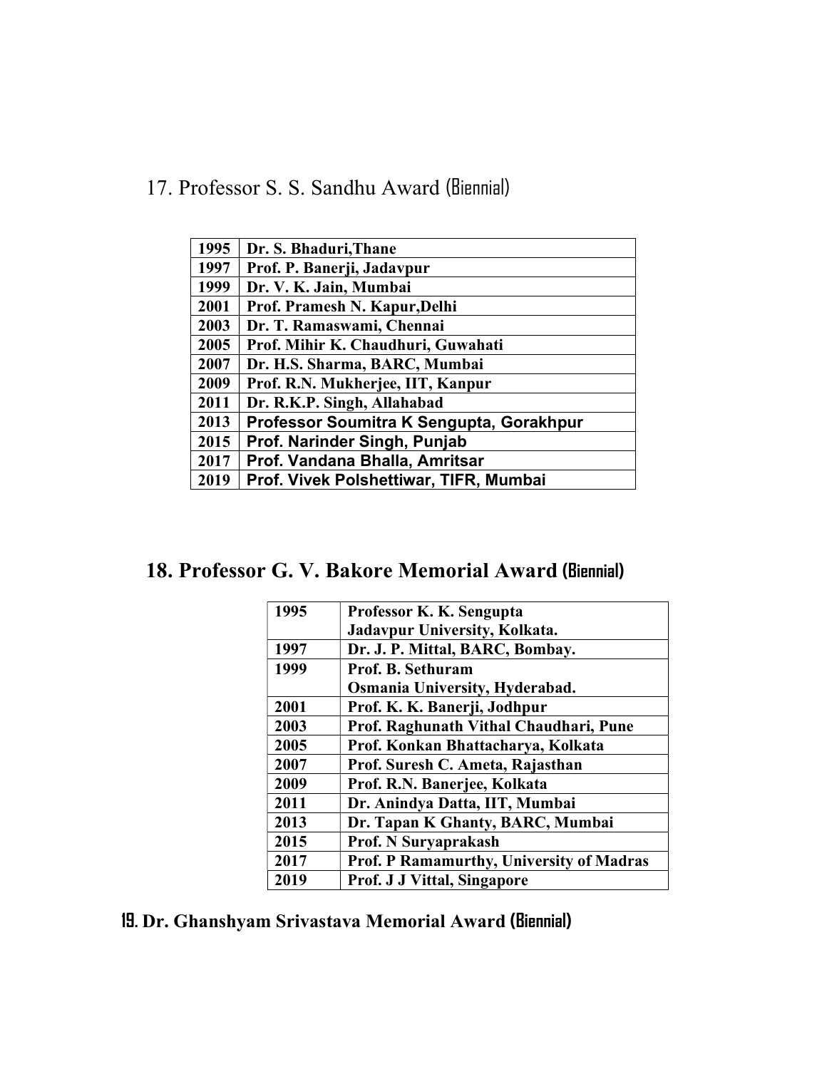## 17. Professor S. S. Sandhu Award (Biennial)

| | |
|---|---|
| 1995 | Dr. S. Bhaduri,Thane |
| 1997 | Prof. P. Banerji, Jadavpur |
| 1999 | Dr. V. K. Jain, Mumbai |
| 2001 | Prof. Pramesh N. Kapur,Delhi |
| 2003 | Dr. T. Ramaswami, Chennai |
| 2005 | Prof. Mihir K. Chaudhuri, Guwahati |
| 2007 | Dr. H.S. Sharma, BARC, Mumbai |
| 2009 | Prof. R.N. Mukherjee, IIT, Kanpur |
| 2011 | Dr. R.K.P. Singh, Allahabad |
| 2013 | Professor Soumitra K Sengupta, Gorakhpur |
| 2015 | Prof. Narinder Singh, Punjab |
| 2017 | Prof. Vandana Bhalla, Amritsar |
| 2019 | Prof. Vivek Polshettiwar, TIFR, Mumbai |

## 18. Professor G. V. Bakore Memorial Award (Biennial)

| | |
|---|---|
| 1995 | Professor K. K. Sengupta<br>Jadavpur University, Kolkata. |
| 1997 | Dr. J. P. Mittal, BARC, Bombay. |
| 1999 | Prof. B. Sethuram<br>Osmania University, Hyderabad. |
| 2001 | Prof. K. K. Banerji, Jodhpur |
| 2003 | Prof. Raghunath Vithal Chaudhari, Pune |
| 2005 | Prof. Konkan Bhattacharya, Kolkata |
| 2007 | Prof. Suresh C. Ameta, Rajasthan |
| 2009 | Prof. R.N. Banerjee, Kolkata |
| 2011 | Dr. Anindya Datta, IIT, Mumbai |
| 2013 | Dr. Tapan K Ghanty, BARC, Mumbai |
| 2015 | Prof. N Suryaprakash |
| 2017 | Prof. P Ramamurthy, University of Madras |
| 2019 | Prof. J J Vittal, Singapore |

## 19. Dr. Ghanshyam Srivastava Memorial Award (Biennial)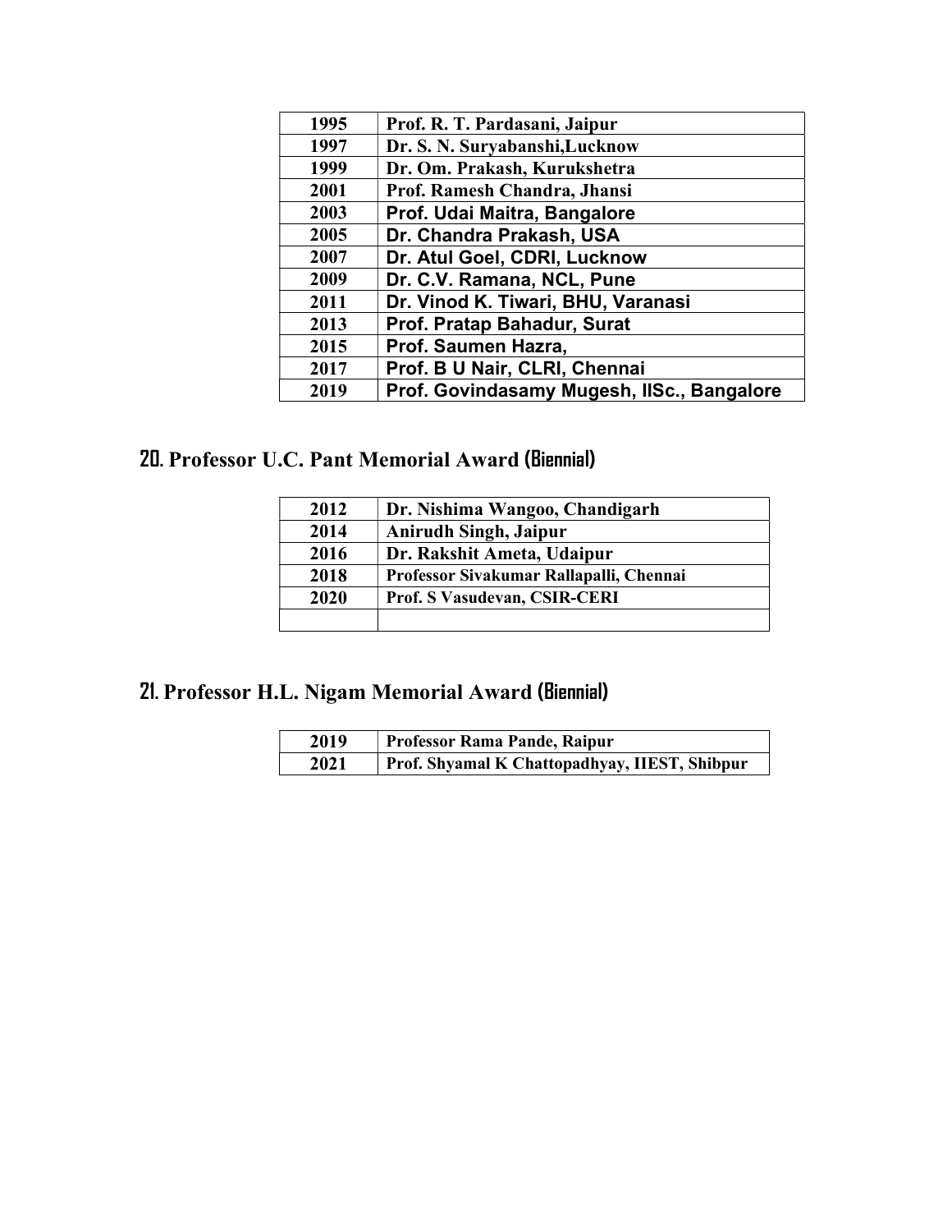| | |
|---|---|
| 1995 | Prof. R. T. Pardasani, Jaipur |
| 1997 | Dr. S. N. Suryabanshi,Lucknow |
| 1999 | Dr. Om. Prakash, Kurukshetra |
| 2001 | Prof. Ramesh Chandra, Jhansi |
| 2003 | Prof. Udai Maitra, Bangalore |
| 2005 | Dr. Chandra Prakash, USA |
| 2007 | Dr. Atul Goel, CDRI, Lucknow |
| 2009 | Dr. C.V. Ramana, NCL, Pune |
| 2011 | Dr. Vinod K. Tiwari, BHU, Varanasi |
| 2013 | Prof. Pratap Bahadur, Surat |
| 2015 | Prof. Saumen Hazra, |
| 2017 | Prof. B U Nair, CLRI, Chennai |
| 2019 | Prof. Govindasamy Mugesh, IISc., Bangalore |

## 20. Professor U.C. Pant Memorial Award (Biennial)

| | |
|---|---|
| 2012 | Dr. Nishima Wangoo, Chandigarh |
| 2014 | Anirudh Singh, Jaipur |
| 2016 | Dr. Rakshit Ameta, Udaipur |
| 2018 | Professor Sivakumar Rallapalli, Chennai |
| 2020 | Prof. S Vasudevan, CSIR-CERI |
| | |

## 21. Professor H.L. Nigam Memorial Award (Biennial)

| | |
|---|---|
| 2019 | Professor Rama Pande, Raipur |
| 2021 | Prof. Shyamal K Chattopadhyay, IIEST, Shibpur |